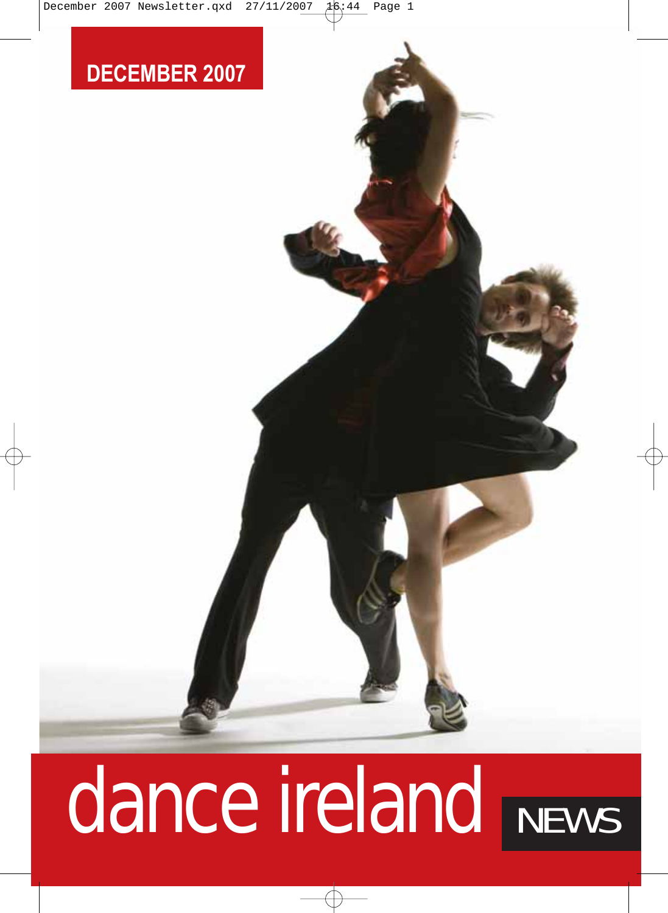DECEMBER 2007

# dance ireland NEWS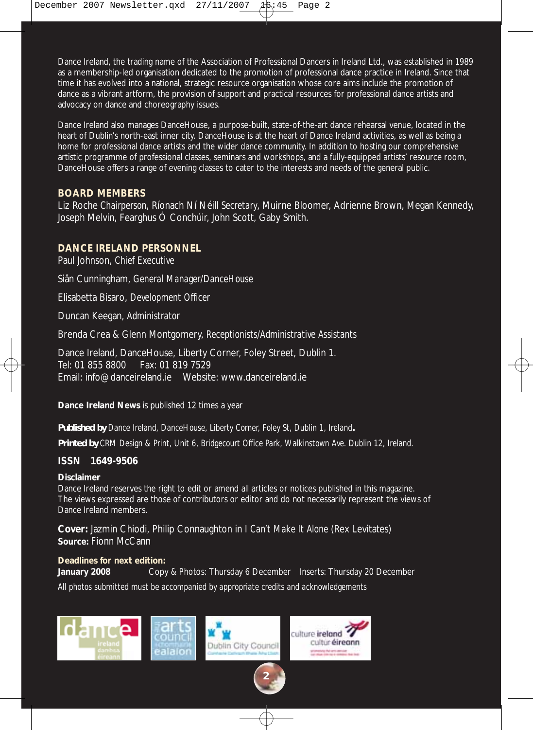Dance Ireland, the trading name of the Association of Professional Dancers in Ireland Ltd., was established in 1989 as a membership-led organisation dedicated to the promotion of professional dance practice in Ireland. Since that time it has evolved into a national, strategic resource organisation whose core aims include the promotion of dance as a vibrant artform, the provision of support and practical resources for professional dance artists and advocacy on dance and choreography issues.

Dance Ireland also manages DanceHouse, a purpose-built, state-of-the-art dance rehearsal venue, located in the heart of Dublin's north-east inner city. DanceHouse is at the heart of Dance Ireland activities, as well as being a home for professional dance artists and the wider dance community. In addition to hosting our comprehensive artistic programme of professional classes, seminars and workshops, and a fully-equipped artists' resource room, DanceHouse offers a range of evening classes to cater to the interests and needs of the general public.

## BOARD MEMBERS

Liz Roche *Chairperson*, Ríonach Ní Néill *Secretary*, Muirne Bloomer, Adrienne Brown, Megan Kennedy, Joseph Melvin, Fearghus Ó Conchúir, John Scott, Gaby Smith.

## DANCE IRELAND PERSONNEL

Paul Johnson, *Chief Executive*

Siân Cunningham, *General Manager/DanceHouse*

Elisabetta Bisaro, *Development Officer*

Duncan Keegan, *Administrator*

Brenda Crea & Glenn Montgomery, *Receptionists/Administrative Assistants*

Dance Ireland, DanceHouse, Liberty Corner, Foley Street, Dublin 1.
Tel: 01 855 8800 Fax: 01 819 7529
Email: info@danceireland.ie Website: www.danceireland.ie

**Dance Ireland News** is published 12 times a year

**Published by** Dance Ireland, DanceHouse, Liberty Corner, Foley St, Dublin 1, Ireland.

**Printed by** CRM Design & Print, Unit 6, Bridgecourt Office Park, Walkinstown Ave. Dublin 12, Ireland.

**ISSN 1649-9506**

**Disclaimer**
Dance Ireland reserves the right to edit or amend all articles or notices published in this magazine. The views expressed are those of contributors or editor and do not necessarily represent the views of Dance Ireland members.

**Cover:** Jazmin Chiodi, Philip Connaughton in *I Can't Make It Alone* (Rex Levitates)
**Source:** Fionn McCann

**Deadlines for next edition:**
**January 2008** Copy & Photos: Thursday 6 December Inserts: Thursday 20 December
*All photos submitted must be accompanied by appropriate credits and acknowledgements*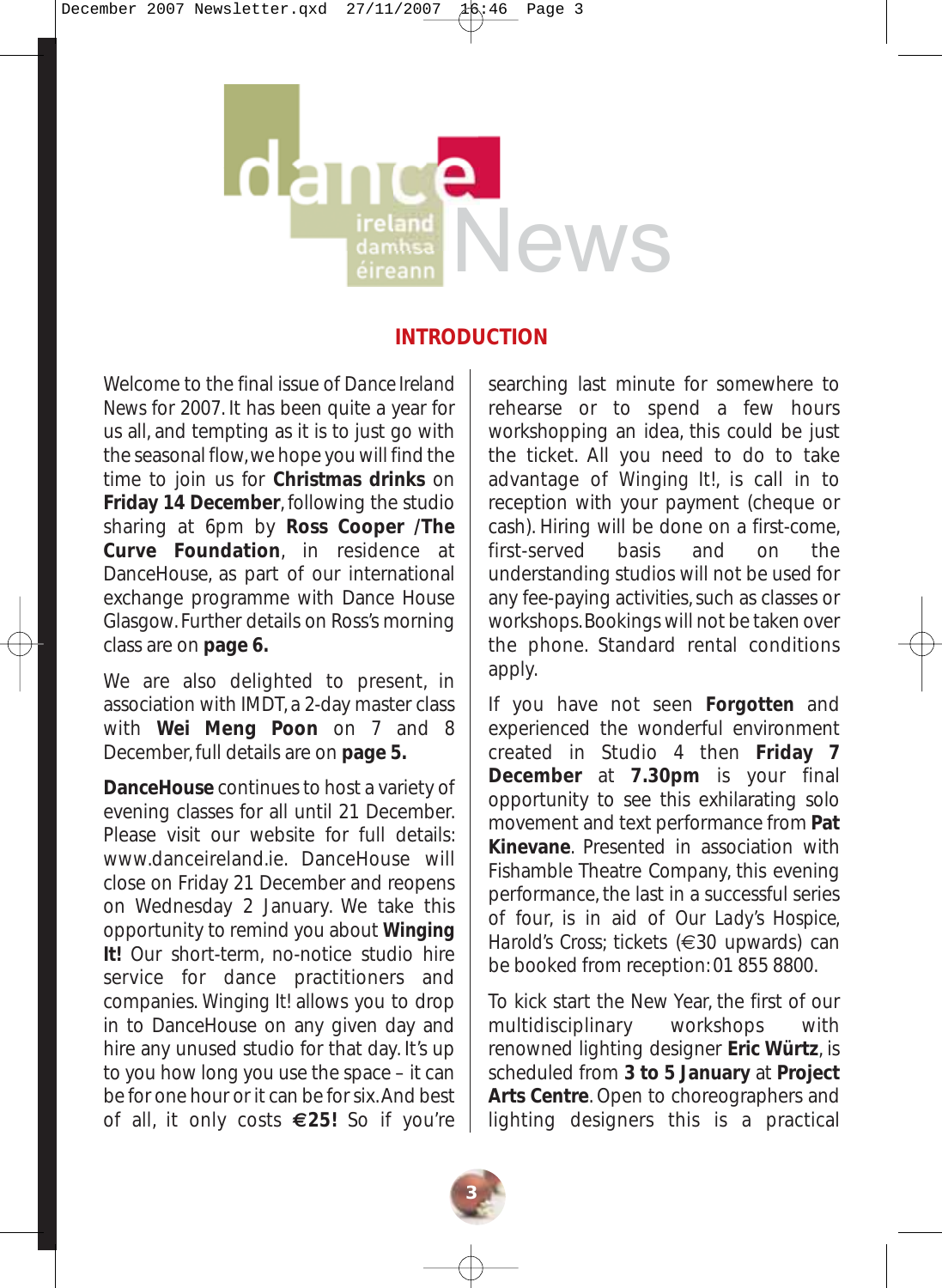dance ireland damhsa éireann News

## INTRODUCTION

Welcome to the final issue of *Dance Ireland News* for 2007. It has been quite a year for us all, and tempting as it is to just go with the seasonal flow, we hope you will find the time to join us for **Christmas drinks** on **Friday 14 December**, following the studio sharing at 6pm by **Ross Cooper /The Curve Foundation**, in residence at DanceHouse, as part of our international exchange programme with Dance House Glasgow. Further details on Ross's morning class are on **page 6.**

We are also delighted to present, in association with IMDT, a 2-day master class with **Wei Meng Poon** on 7 and 8 December, full details are on **page 5.**

**DanceHouse** continues to host a variety of evening classes for all until 21 December. Please visit our website for full details: www.danceireland.ie. DanceHouse will close on Friday 21 December and reopens on Wednesday 2 January. We take this opportunity to remind you about **Winging It!** Our short-term, no-notice studio hire service for dance practitioners and companies. Winging It! allows you to drop in to DanceHouse on any given day and hire any unused studio for that day. It's up to you how long you use the space – it can be for one hour or it can be for six. And best of all, it only costs **€25!** So if you're searching last minute for somewhere to rehearse or to spend a few hours workshopping an idea, this could be just the ticket. All you need to do to take advantage of Winging It!, is call in to reception with your payment (cheque or cash). Hiring will be done on a first-come, first-served basis and on the understanding studios will not be used for any fee-paying activities, such as classes or workshops. Bookings will not be taken over the phone. Standard rental conditions apply.

If you have not seen **Forgotten** and experienced the wonderful environment created in Studio 4 then **Friday 7 December** at **7.30pm** is your final opportunity to see this exhilarating solo movement and text performance from **Pat Kinevane**. Presented in association with Fishamble Theatre Company, this evening performance, the last in a successful series of four, is in aid of Our Lady's Hospice, Harold's Cross; tickets (€30 upwards) can be booked from reception: 01 855 8800.

To kick start the New Year, the first of our multidisciplinary workshops with renowned lighting designer **Eric Würtz**, is scheduled from **3 to 5 January** at **Project Arts Centre**. Open to choreographers and lighting designers this is a practical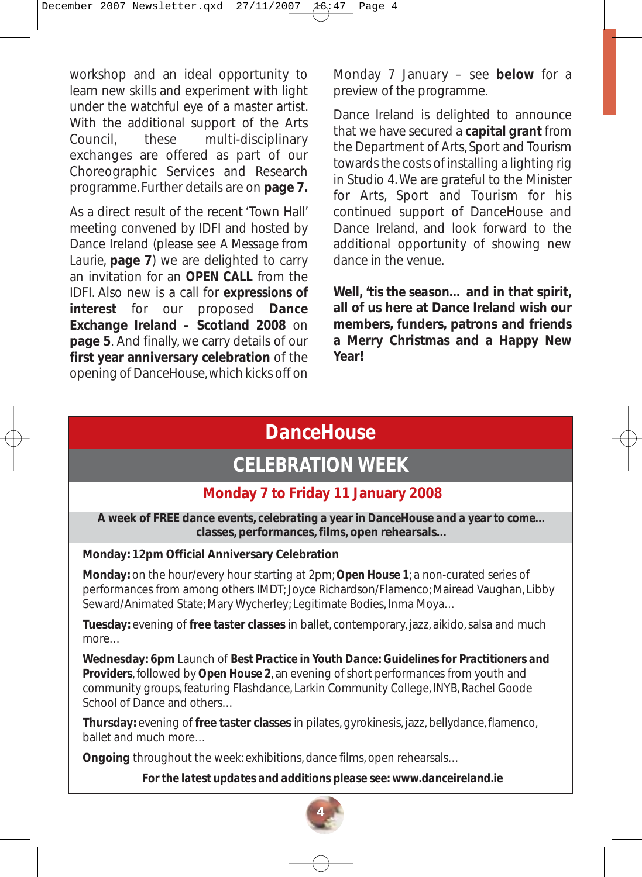workshop and an ideal opportunity to learn new skills and experiment with light under the watchful eye of a master artist. With the additional support of the Arts Council, these multi-disciplinary exchanges are offered as part of our Choreographic Services and Research programme. Further details are on **page 7.**

As a direct result of the recent 'Town Hall' meeting convened by IDFI and hosted by Dance Ireland (please see A Message from Laurie, **page 7**) we are delighted to carry an invitation for an **OPEN CALL** from the IDFI. Also new is a call for **expressions of interest** for our proposed **Dance Exchange Ireland – Scotland 2008** on **page 5**. And finally, we carry details of our **first year anniversary celebration** of the opening of DanceHouse, which kicks off on Monday 7 January – see **below** for a preview of the programme.

Dance Ireland is delighted to announce that we have secured a **capital grant** from the Department of Arts, Sport and Tourism towards the costs of installing a lighting rig in Studio 4. We are grateful to the Minister for Arts, Sport and Tourism for his continued support of DanceHouse and Dance Ireland, and look forward to the additional opportunity of showing new dance in the venue.

**Well, 'tis the season... and in that spirit, all of us here at Dance Ireland wish our members, funders, patrons and friends a Merry Christmas and a Happy New Year!**

## DanceHouse

## CELEBRATION WEEK

### Monday 7 to Friday 11 January 2008

**A week of FREE dance events, celebrating a year in DanceHouse and a year to come... classes, performances, films, open rehearsals...**

**Monday: 12pm Official Anniversary Celebration**

**Monday:** on the hour/every hour starting at 2pm; **Open House 1**; a non-curated series of performances from among others IMDT; Joyce Richardson/Flamenco; Mairead Vaughan, Libby Seward/Animated State; Mary Wycherley; Legitimate Bodies, Inma Moya...

**Tuesday:** evening of **free taster classes** in ballet, contemporary, jazz, aikido, salsa and much more...

**Wednesday: 6pm** Launch of **Best Practice in Youth Dance: Guidelines for Practitioners and Providers**, followed by **Open House 2**, an evening of short performances from youth and community groups, featuring Flashdance, Larkin Community College, INYB, Rachel Goode School of Dance and others...

**Thursday:** evening of **free taster classes** in pilates, gyrokinesis, jazz, bellydance, flamenco, ballet and much more...

**Ongoing** throughout the week: exhibitions, dance films, open rehearsals...

***For the latest updates and additions please see: www.danceireland.ie***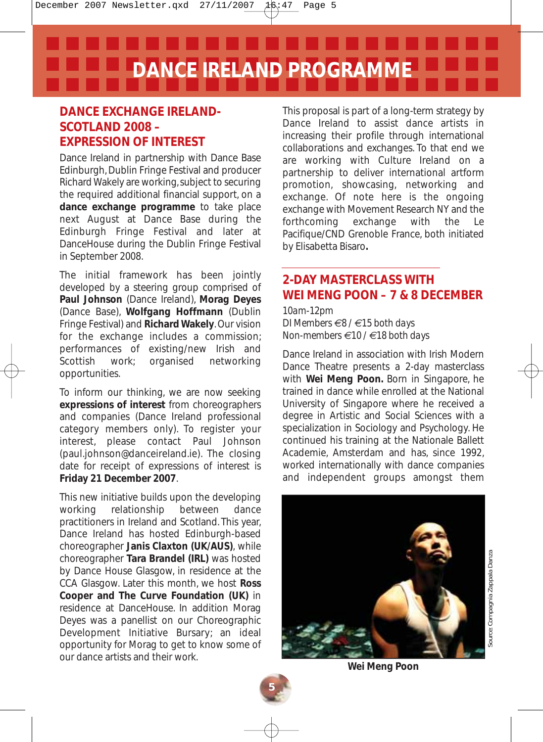# DANCE IRELAND PROGRAMME

## DANCE EXCHANGE IRELAND-SCOTLAND 2008 – EXPRESSION OF INTEREST

Dance Ireland in partnership with Dance Base Edinburgh, Dublin Fringe Festival and producer Richard Wakely are working, subject to securing the required additional financial support, on a **dance exchange programme** to take place next August at Dance Base during the Edinburgh Fringe Festival and later at DanceHouse during the Dublin Fringe Festival in September 2008.

The initial framework has been jointly developed by a steering group comprised of **Paul Johnson** (Dance Ireland), **Morag Deyes** (Dance Base), **Wolfgang Hoffmann** (Dublin Fringe Festival) and **Richard Wakely**. Our vision for the exchange includes a commission; performances of existing/new Irish and Scottish work; organised networking opportunities.

To inform our thinking, we are now seeking **expressions of interest** from choreographers and companies (Dance Ireland professional category members only). To register your interest, please contact Paul Johnson (paul.johnson@danceireland.ie). The closing date for receipt of expressions of interest is **Friday 21 December 2007**.

This new initiative builds upon the developing working relationship between dance practitioners in Ireland and Scotland. This year, Dance Ireland has hosted Edinburgh-based choreographer **Janis Claxton (UK/AUS)**, while choreographer **Tara Brandel (IRL)** was hosted by Dance House Glasgow, in residence at the CCA Glasgow. Later this month, we host **Ross Cooper and The Curve Foundation (UK)** in residence at DanceHouse. In addition Morag Deyes was a panellist on our Choreographic Development Initiative Bursary; an ideal opportunity for Morag to get to know some of our dance artists and their work.

This proposal is part of a long-term strategy by Dance Ireland to assist dance artists in increasing their profile through international collaborations and exchanges. To that end we are working with Culture Ireland on a partnership to deliver international artform promotion, showcasing, networking and exchange. Of note here is the ongoing exchange with Movement Research NY and the forthcoming exchange with the Le Pacifique/CND Grenoble France, both initiated by Elisabetta Bisaro**.**

## 2-DAY MASTERCLASS WITH WEI MENG POON – 7 & 8 DECEMBER

*10am-12pm*
*DI Members €8 / €15 both days*
*Non-members €10 / €18 both days*

Dance Ireland in association with Irish Modern Dance Theatre presents a 2-day masterclass with **Wei Meng Poon.** Born in Singapore, he trained in dance while enrolled at the National University of Singapore where he received a degree in Artistic and Social Sciences with a specialization in Sociology and Psychology. He continued his training at the Nationale Ballett Academie, Amsterdam and has, since 1992, worked internationally with dance companies and independent groups amongst them

Source: Compagnia Zappala Danza

**Wei Meng Poon**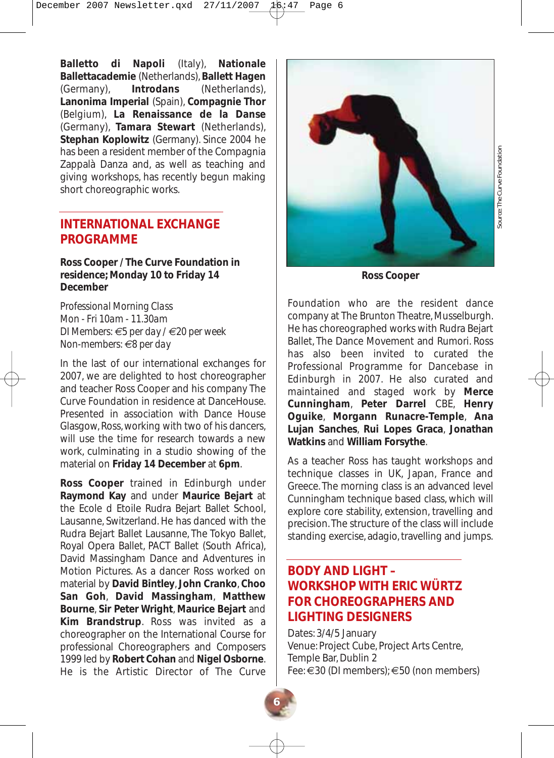**Balletto di Napoli** (Italy), **Nationale Ballettacademie** (Netherlands), **Ballett Hagen** (Germany), **Introdans** (Netherlands), **Lanonima Imperial** (Spain), **Compagnie Thor** (Belgium), **La Renaissance de la Danse** (Germany), **Tamara Stewart** (Netherlands), **Stephan Koplowitz** (Germany). Since 2004 he has been a resident member of the Compagnia Zappalà Danza and, as well as teaching and giving workshops, has recently begun making short choreographic works.

## INTERNATIONAL EXCHANGE PROGRAMME

**Ross Cooper / The Curve Foundation in residence; Monday 10 to Friday 14 December**

*Professional Morning Class*
*Mon - Fri 10am - 11.30am*
*DI Members: €5 per day / €20 per week*
*Non-members: €8 per day*

In the last of our international exchanges for 2007, we are delighted to host choreographer and teacher Ross Cooper and his company The Curve Foundation in residence at DanceHouse. Presented in association with Dance House Glasgow, Ross, working with two of his dancers, will use the time for research towards a new work, culminating in a studio showing of the material on **Friday 14 December** at **6pm**.

**Ross Cooper** trained in Edinburgh under **Raymond Kay** and under **Maurice Bejart** at the Ecole d Etoile Rudra Bejart Ballet School, Lausanne, Switzerland. He has danced with the Rudra Bejart Ballet Lausanne, The Tokyo Ballet, Royal Opera Ballet, PACT Ballet (South Africa), David Massingham Dance and Adventures in Motion Pictures. As a dancer Ross worked on material by **David Bintley**, **John Cranko**, **Choo San Goh**, **David Massingham**, **Matthew Bourne**, **Sir Peter Wright**, **Maurice Bejart** and **Kim Brandstrup**. Ross was invited as a choreographer on the International Course for professional Choreographers and Composers 1999 led by **Robert Cohan** and **Nigel Osborne**. He is the Artistic Director of The Curve Foundation who are the resident dance company at The Brunton Theatre, Musselburgh. He has choreographed works with Rudra Bejart Ballet, The Dance Movement and Rumori. Ross has also been invited to curated the Professional Programme for Dancebase in Edinburgh in 2007. He also curated and maintained and staged work by **Merce Cunningham**, **Peter Darrel** CBE, **Henry Oguike**, **Morgann Runacre-Temple**, **Ana Lujan Sanches**, **Rui Lopes Graca**, **Jonathan Watkins** and **William Forsythe**.

Source: The Curve Foundation

**Ross Cooper**

As a teacher Ross has taught workshops and technique classes in UK, Japan, France and Greece. The morning class is an advanced level Cunningham technique based class, which will explore core stability, extension, travelling and precision. The structure of the class will include standing exercise, adagio, travelling and jumps.

## BODY AND LIGHT – WORKSHOP WITH ERIC WÜRTZ FOR CHOREOGRAPHERS AND LIGHTING DESIGNERS

Dates: 3/4/5 January
Venue: Project Cube, Project Arts Centre, Temple Bar, Dublin 2
Fee: €30 (DI members); €50 (non members)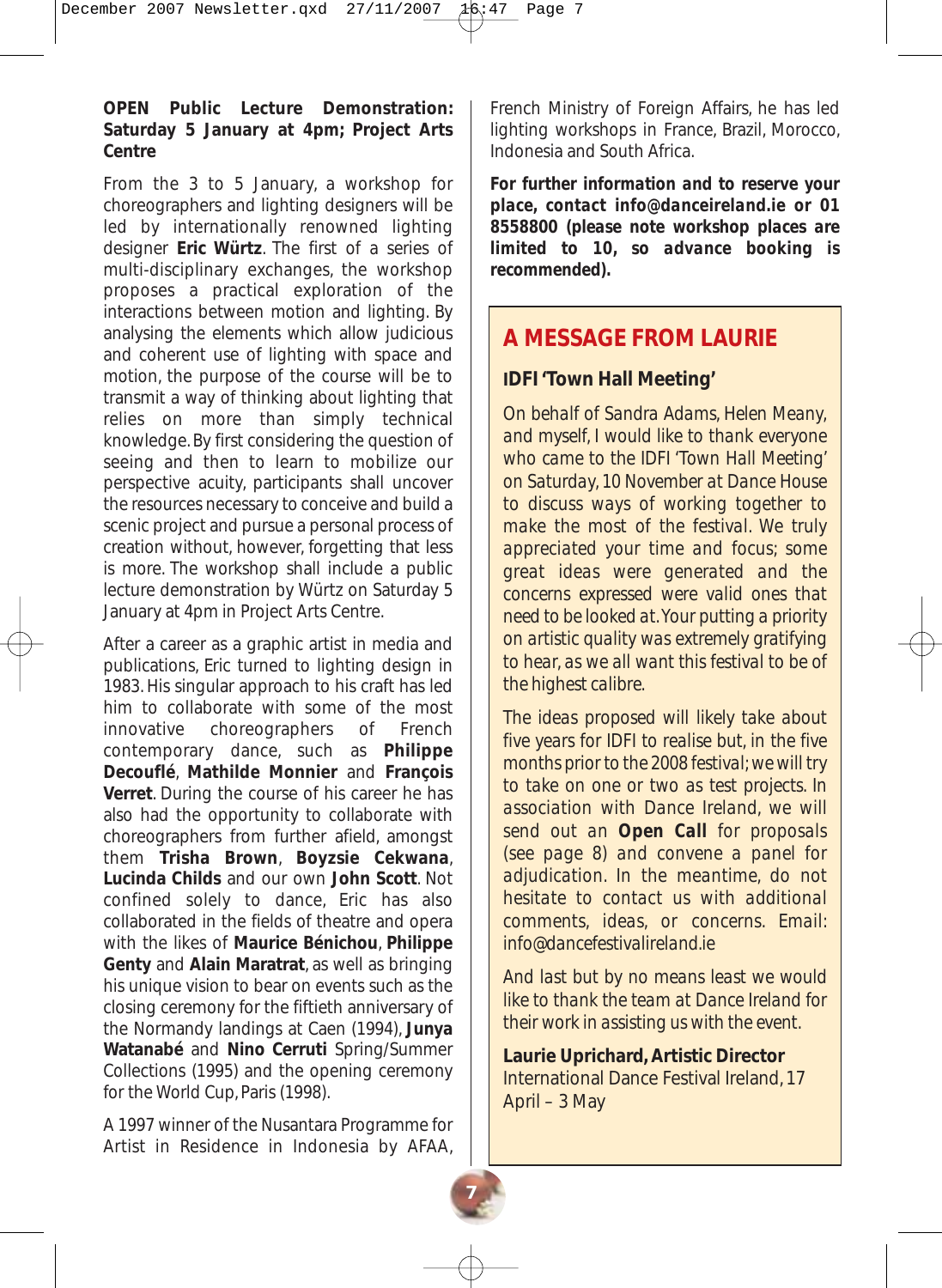**OPEN Public Lecture Demonstration: Saturday 5 January at 4pm; Project Arts Centre**

From the 3 to 5 January, a workshop for choreographers and lighting designers will be led by internationally renowned lighting designer **Eric Würtz**. The first of a series of multi-disciplinary exchanges, the workshop proposes a practical exploration of the interactions between motion and lighting. By analysing the elements which allow judicious and coherent use of lighting with space and motion, the purpose of the course will be to transmit a way of thinking about lighting that relies on more than simply technical knowledge. By first considering the question of seeing and then to learn to mobilize our perspective acuity, participants shall uncover the resources necessary to conceive and build a scenic project and pursue a personal process of creation without, however, forgetting that less is more. The workshop shall include a public lecture demonstration by Würtz on Saturday 5 January at 4pm in Project Arts Centre.

After a career as a graphic artist in media and publications, Eric turned to lighting design in 1983. His singular approach to his craft has led him to collaborate with some of the most innovative choreographers of French contemporary dance, such as **Philippe Decouflé**, **Mathilde Monnier** and **François Verret**. During the course of his career he has also had the opportunity to collaborate with choreographers from further afield, amongst them **Trisha Brown**, **Boyzsie Cekwana**, **Lucinda Childs** and our own **John Scott**. Not confined solely to dance, Eric has also collaborated in the fields of theatre and opera with the likes of **Maurice Bénichou**, **Philippe Genty** and **Alain Maratrat**, as well as bringing his unique vision to bear on events such as the closing ceremony for the fiftieth anniversary of the Normandy landings at Caen (1994), **Junya Watanabé** and **Nino Cerruti** Spring/Summer Collections (1995) and the opening ceremony for the World Cup, Paris (1998).

A 1997 winner of the Nusantara Programme for Artist in Residence in Indonesia by AFAA, French Ministry of Foreign Affairs, he has led lighting workshops in France, Brazil, Morocco, Indonesia and South Africa.

**For further information and to reserve your place, contact info@danceireland.ie or 01 8558800 (please note workshop places are limited to 10, so advance booking is recommended).**

## A MESSAGE FROM LAURIE

### IDFI 'Town Hall Meeting'

On behalf of Sandra Adams, Helen Meany, and myself, I would like to thank everyone who came to the IDFI 'Town Hall Meeting' on Saturday, 10 November at Dance House to discuss ways of working together to make the most of the festival. We truly appreciated your time and focus; some great ideas were generated and the concerns expressed were valid ones that need to be looked at. Your putting a priority on artistic quality was extremely gratifying to hear, as we all want this festival to be of the highest calibre.

The ideas proposed will likely take about five years for IDFI to realise but, in the five months prior to the 2008 festival; we will try to take on one or two as test projects. In association with Dance Ireland, we will send out an **Open Call** for proposals (see page 8) and convene a panel for adjudication. In the meantime, do not hesitate to contact us with additional comments, ideas, or concerns. Email: info@dancefestivalireland.ie

And last but by no means least we would like to thank the team at Dance Ireland for their work in assisting us with the event.

**Laurie Uprichard, Artistic Director**
International Dance Festival Ireland, 17 April – 3 May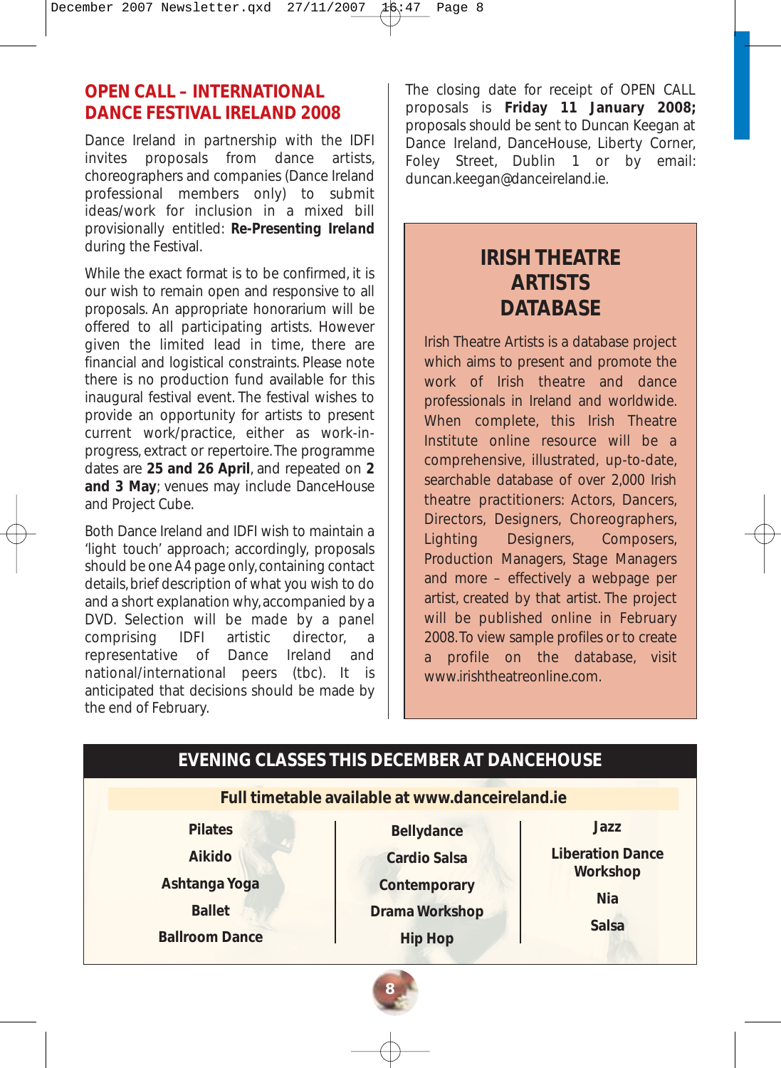## OPEN CALL – INTERNATIONAL DANCE FESTIVAL IRELAND 2008

Dance Ireland in partnership with the IDFI invites proposals from dance artists, choreographers and companies (Dance Ireland professional members only) to submit ideas/work for inclusion in a mixed bill provisionally entitled: **Re-Presenting Ireland** during the Festival.

While the exact format is to be confirmed, it is our wish to remain open and responsive to all proposals. An appropriate honorarium will be offered to all participating artists. However given the limited lead in time, there are financial and logistical constraints. Please note there is no production fund available for this inaugural festival event. The festival wishes to provide an opportunity for artists to present current work/practice, either as work-in-progress, extract or repertoire. The programme dates are **25 and 26 April**, and repeated on **2 and 3 May**; venues may include DanceHouse and Project Cube.

Both Dance Ireland and IDFI wish to maintain a 'light touch' approach; accordingly, proposals should be one A4 page only, containing contact details, brief description of what you wish to do and a short explanation why, accompanied by a DVD. Selection will be made by a panel comprising IDFI artistic director, a representative of Dance Ireland and national/international peers (tbc). It is anticipated that decisions should be made by the end of February.

The closing date for receipt of OPEN CALL proposals is **Friday 11 January 2008;** proposals should be sent to Duncan Keegan at Dance Ireland, DanceHouse, Liberty Corner, Foley Street, Dublin 1 or by email: duncan.keegan@danceireland.ie.

## IRISH THEATRE ARTISTS DATABASE

Irish Theatre Artists is a database project which aims to present and promote the work of Irish theatre and dance professionals in Ireland and worldwide. When complete, this Irish Theatre Institute online resource will be a comprehensive, illustrated, up-to-date, searchable database of over 2,000 Irish theatre practitioners: Actors, Dancers, Directors, Designers, Choreographers, Lighting Designers, Composers, Production Managers, Stage Managers and more – effectively a webpage per artist, created by that artist. The project will be published online in February 2008. To view sample profiles or to create a profile on the database, visit www.irishtheatreonline.com.

## EVENING CLASSES THIS DECEMBER AT DANCEHOUSE

**Full timetable available at www.danceireland.ie**

**Pilates**
**Aikido**
**Ashtanga Yoga**
**Ballet**
**Ballroom Dance**
**Bellydance**
**Cardio Salsa**
**Contemporary**
**Drama Workshop**
**Hip Hop**
**Jazz**
**Liberation Dance Workshop**
**Nia**
**Salsa**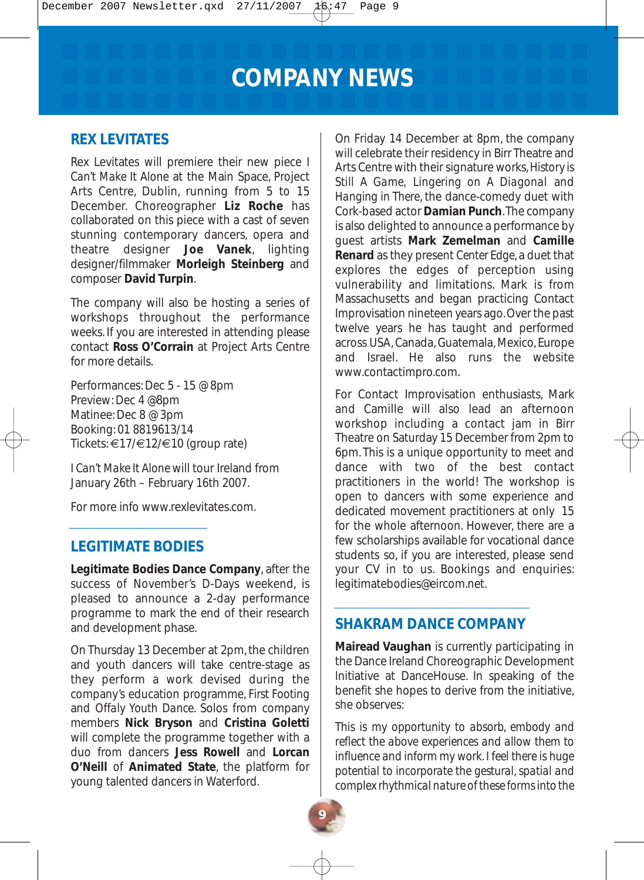# COMPANY NEWS

## REX LEVITATES

Rex Levitates will premiere their new piece *I Can't Make It Alone* at the Main Space, Project Arts Centre, Dublin, running from 5 to 15 December. Choreographer **Liz Roche** has collaborated on this piece with a cast of seven stunning contemporary dancers, opera and theatre designer **Joe Vanek**, lighting designer/filmmaker **Morleigh Steinberg** and composer **David Turpin**.

The company will also be hosting a series of workshops throughout the performance weeks. If you are interested in attending please contact **Ross O'Corrain** at Project Arts Centre for more details.

Performances: Dec 5 - 15 @ 8pm
Preview: Dec 4 @8pm
Matinee: Dec 8 @ 3pm
Booking: 01 8819613/14
Tickets: €17/€12/€10 (group rate)

*I Can't Make It Alone* will tour Ireland from January 26th – February 16th 2007.

For more info www.rexlevitates.com.

## LEGITIMATE BODIES

**Legitimate Bodies Dance Company**, after the success of November's D-Days weekend, is pleased to announce a 2-day performance programme to mark the end of their research and development phase.

On Thursday 13 December at 2pm, the children and youth dancers will take centre-stage as they perform a work devised during the company's education programme, First Footing and Offaly Youth Dance. Solos from company members **Nick Bryson** and **Cristina Goletti** will complete the programme together with a duo from dancers **Jess Rowell** and **Lorcan O'Neill** of **Animated State**, the platform for young talented dancers in Waterford.

On Friday 14 December at 8pm, the company will celebrate their residency in Birr Theatre and Arts Centre with their signature works, *History is Still A Game*, *Lingering on A Diagonal* and *Hanging in There*, the dance-comedy duet with Cork-based actor **Damian Punch**. The company is also delighted to announce a performance by guest artists **Mark Zemelman** and **Camille Renard** as they present *Center Edge*, a duet that explores the edges of perception using vulnerability and limitations. Mark is from Massachusetts and began practicing Contact Improvisation nineteen years ago. Over the past twelve years he has taught and performed across USA, Canada, Guatemala, Mexico, Europe and Israel. He also runs the website www.contactimpro.com.

For Contact Improvisation enthusiasts, Mark and Camille will also lead an afternoon workshop including a contact jam in Birr Theatre on Saturday 15 December from 2pm to 6pm. This is a unique opportunity to meet and dance with two of the best contact practitioners in the world! The workshop is open to dancers with some experience and dedicated movement practitioners at only 15 for the whole afternoon. However, there are a few scholarships available for vocational dance students so, if you are interested, please send your CV in to us. Bookings and enquiries: legitimatebodies@eircom.net.

## SHAKRAM DANCE COMPANY

**Mairead Vaughan** is currently participating in the Dance Ireland Choreographic Development Initiative at DanceHouse. In speaking of the benefit she hopes to derive from the initiative, she observes:

*This is my opportunity to absorb, embody and reflect the above experiences and allow them to influence and inform my work. I feel there is huge potential to incorporate the gestural, spatial and complex rhythmical nature of these forms into the*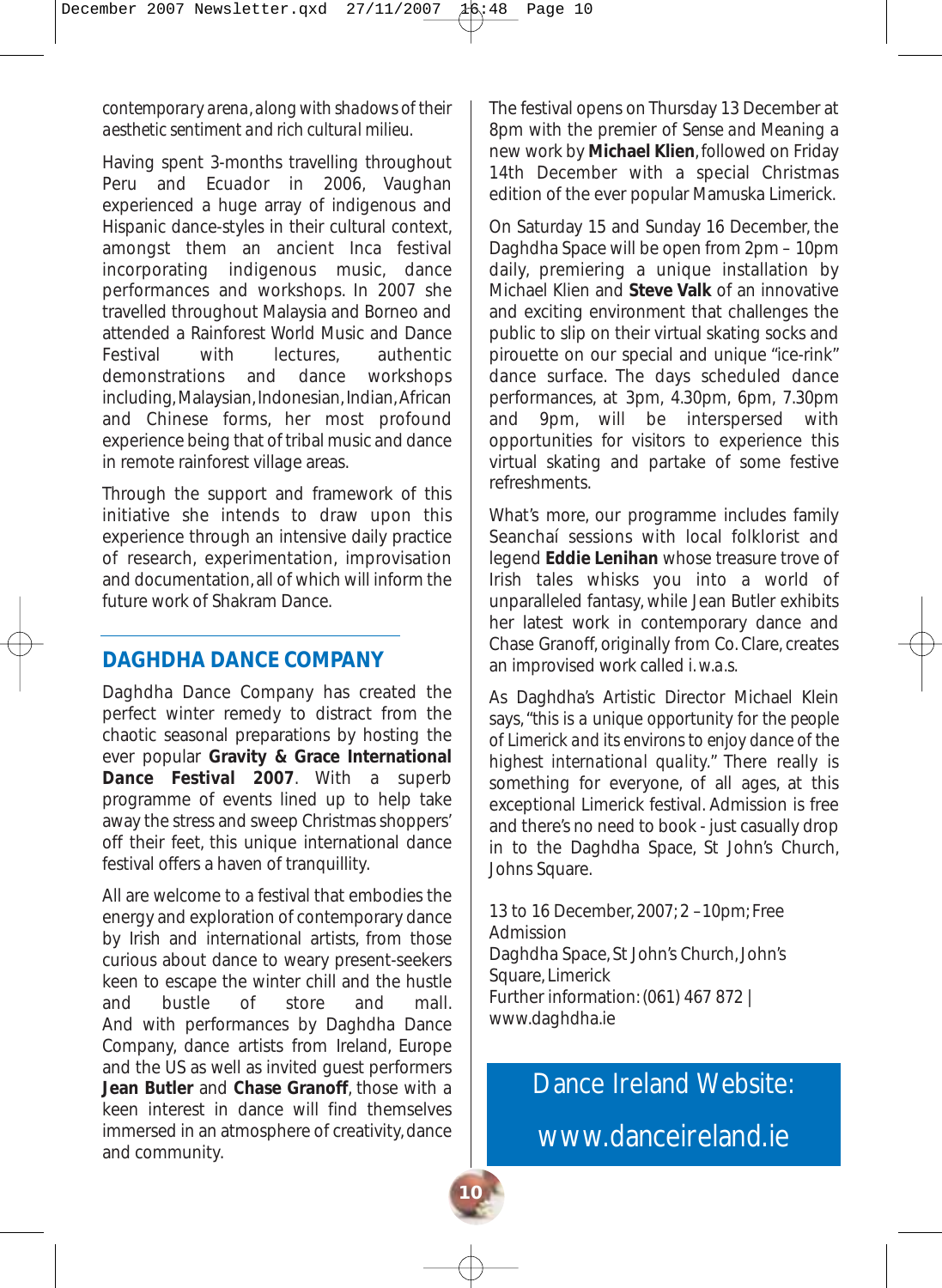contemporary arena, along with shadows of their aesthetic sentiment and rich cultural milieu.

Having spent 3-months travelling throughout Peru and Ecuador in 2006, Vaughan experienced a huge array of indigenous and Hispanic dance-styles in their cultural context, amongst them an ancient Inca festival incorporating indigenous music, dance performances and workshops. In 2007 she travelled throughout Malaysia and Borneo and attended a Rainforest World Music and Dance Festival with lectures, authentic demonstrations and dance workshops including, Malaysian, Indonesian, Indian, African and Chinese forms, her most profound experience being that of tribal music and dance in remote rainforest village areas.

Through the support and framework of this initiative she intends to draw upon this experience through an intensive daily practice of research, experimentation, improvisation and documentation, all of which will inform the future work of Shakram Dance.

## DAGHDHA DANCE COMPANY

Daghdha Dance Company has created the perfect winter remedy to distract from the chaotic seasonal preparations by hosting the ever popular **Gravity & Grace International Dance Festival 2007**. With a superb programme of events lined up to help take away the stress and sweep Christmas shoppers' off their feet, this unique international dance festival offers a haven of tranquillity.

All are welcome to a festival that embodies the energy and exploration of contemporary dance by Irish and international artists, from those curious about dance to weary present-seekers keen to escape the winter chill and the hustle and bustle of store and mall. And with performances by Daghdha Dance Company, dance artists from Ireland, Europe and the US as well as invited guest performers **Jean Butler** and **Chase Granoff**, those with a keen interest in dance will find themselves immersed in an atmosphere of creativity, dance and community.

The festival opens on Thursday 13 December at 8pm with the premier of Sense and Meaning a new work by **Michael Klien**, followed on Friday 14th December with a special Christmas edition of the ever popular Mamuska Limerick.

On Saturday 15 and Sunday 16 December, the Daghdha Space will be open from 2pm – 10pm daily, premiering a unique installation by Michael Klien and **Steve Valk** of an innovative and exciting environment that challenges the public to slip on their virtual skating socks and pirouette on our special and unique "ice-rink" dance surface. The days scheduled dance performances, at 3pm, 4.30pm, 6pm, 7.30pm and 9pm, will be interspersed with opportunities for visitors to experience this virtual skating and partake of some festive refreshments.

What's more, our programme includes family Seanchaí sessions with local folklorist and legend **Eddie Lenihan** whose treasure trove of Irish tales whisks you into a world of unparalleled fantasy, while Jean Butler exhibits her latest work in contemporary dance and Chase Granoff, originally from Co. Clare, creates an improvised work called i.w.a.s.

As Daghdha's Artistic Director Michael Klein says, "this is a unique opportunity for the people of Limerick and its environs to enjoy dance of the highest international quality." There really is something for everyone, of all ages, at this exceptional Limerick festival. Admission is free and there's no need to book - just casually drop in to the Daghdha Space, St John's Church, Johns Square.

13 to 16 December, 2007; 2 –10pm; Free Admission
Daghdha Space, St John's Church, John's Square, Limerick
Further information: (061) 467 872 | www.daghdha.ie

**Dance Ireland Website:**
**www.danceireland.ie**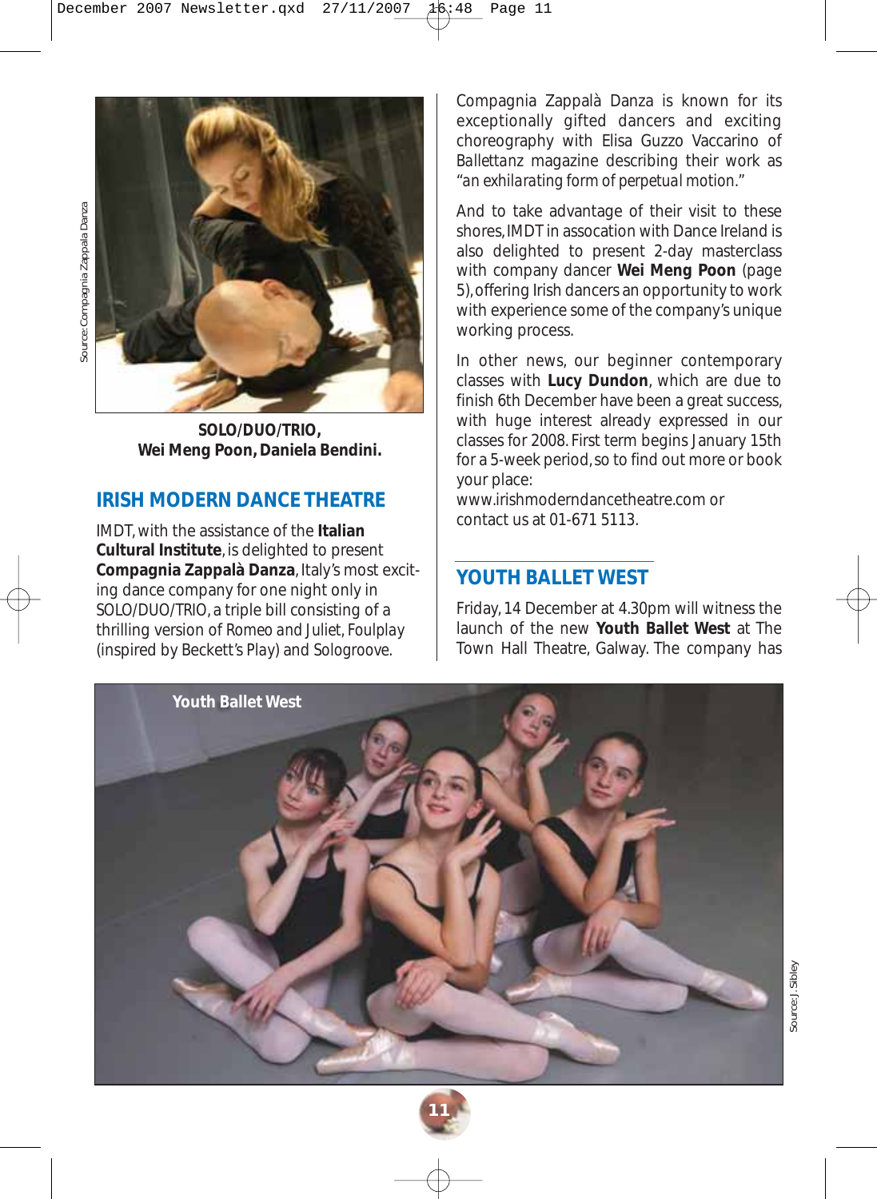Source: Compagnia Zappala Danza

**SOLO/DUO/TRIO, Wei Meng Poon, Daniela Bendini.**

## IRISH MODERN DANCE THEATRE

IMDT, with the assistance of the **Italian Cultural Institute**, is delighted to present **Compagnia Zappalà Danza**, Italy's most exciting dance company for one night only in SOLO/DUO/TRIO, a triple bill consisting of a thrilling version of Romeo and Juliet, Foulplay (inspired by Beckett's Play) and Sologroove.

Compagnia Zappalà Danza is known for its exceptionally gifted dancers and exciting choreography with Elisa Guzzo Vaccarino of Ballettanz magazine describing their work as "an exhilarating form of perpetual motion."

And to take advantage of their visit to these shores, IMDT in assocation with Dance Ireland is also delighted to present 2-day masterclass with company dancer **Wei Meng Poon** (page 5), offering Irish dancers an opportunity to work with experience some of the company's unique working process.

In other news, our beginner contemporary classes with **Lucy Dundon**, which are due to finish 6th December have been a great success, with huge interest already expressed in our classes for 2008. First term begins January 15th for a 5-week period, so to find out more or book your place:
www.irishmoderndancetheatre.com or contact us at 01-671 5113.

## YOUTH BALLET WEST

Friday, 14 December at 4.30pm will witness the launch of the new **Youth Ballet West** at The Town Hall Theatre, Galway. The company has

**Youth Ballet West**

Source: J. Sibley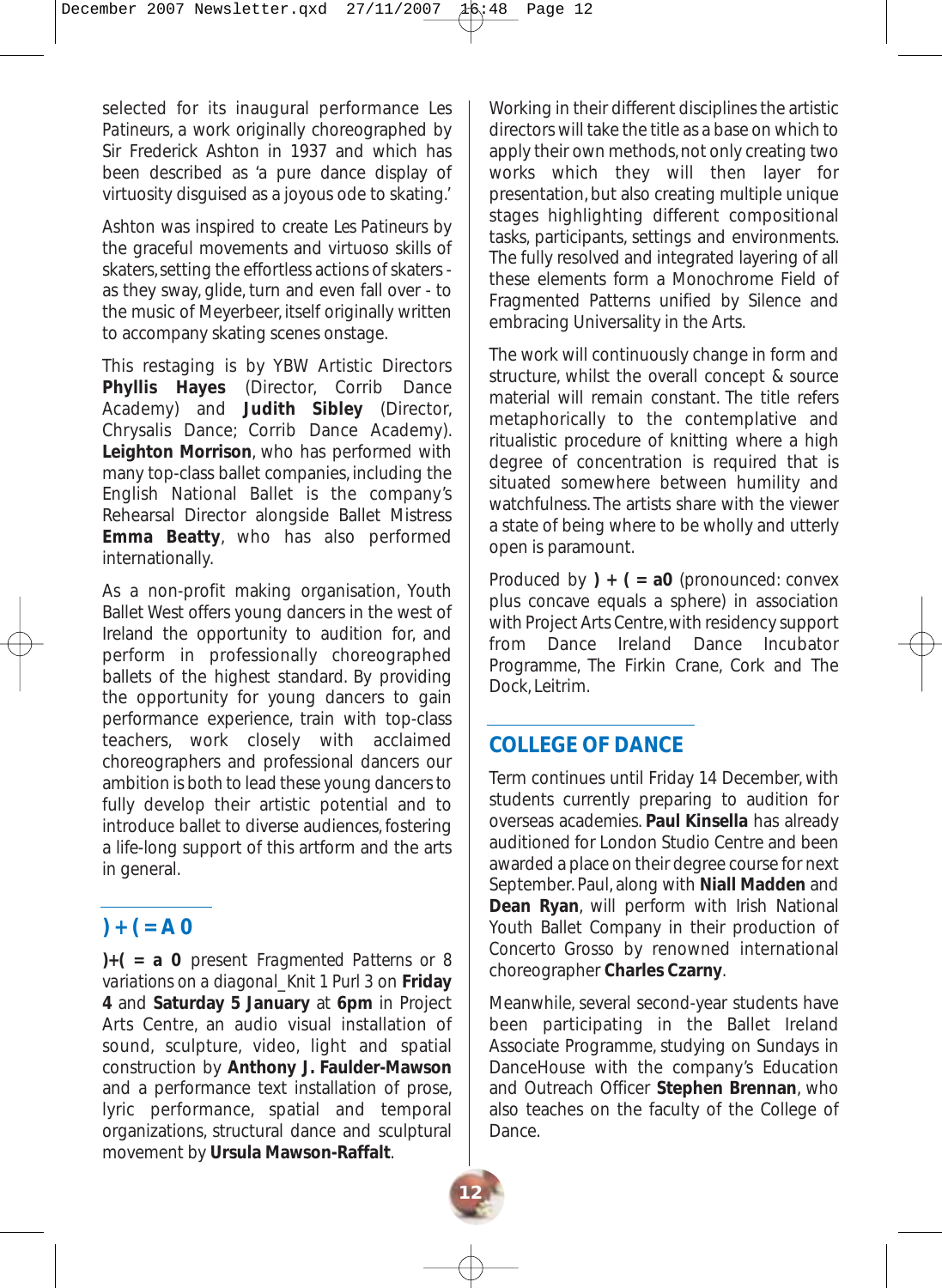selected for its inaugural performance Les Patineurs, a work originally choreographed by Sir Frederick Ashton in 1937 and which has been described as 'a pure dance display of virtuosity disguised as a joyous ode to skating.'

Ashton was inspired to create Les Patineurs by the graceful movements and virtuoso skills of skaters, setting the effortless actions of skaters - as they sway, glide, turn and even fall over - to the music of Meyerbeer, itself originally written to accompany skating scenes onstage.

This restaging is by YBW Artistic Directors **Phyllis Hayes** (Director, Corrib Dance Academy) and **Judith Sibley** (Director, Chrysalis Dance; Corrib Dance Academy). **Leighton Morrison**, who has performed with many top-class ballet companies, including the English National Ballet is the company's Rehearsal Director alongside Ballet Mistress **Emma Beatty**, who has also performed internationally.

As a non-profit making organisation, Youth Ballet West offers young dancers in the west of Ireland the opportunity to audition for, and perform in professionally choreographed ballets of the highest standard. By providing the opportunity for young dancers to gain performance experience, train with top-class teachers, work closely with acclaimed choreographers and professional dancers our ambition is both to lead these young dancers to fully develop their artistic potential and to introduce ballet to diverse audiences, fostering a life-long support of this artform and the arts in general.

## ) + ( = A 0

**)+( = a 0** present *Fragmented Patterns or 8 variations on a diagonal_Knit 1 Purl 3* on **Friday 4** and **Saturday 5 January** at **6pm** in Project Arts Centre, an audio visual installation of sound, sculpture, video, light and spatial construction by **Anthony J. Faulder-Mawson** and a performance text installation of prose, lyric performance, spatial and temporal organizations, structural dance and sculptural movement by **Ursula Mawson-Raffalt**.

Working in their different disciplines the artistic directors will take the title as a base on which to apply their own methods, not only creating two works which they will then layer for presentation, but also creating multiple unique stages highlighting different compositional tasks, participants, settings and environments. The fully resolved and integrated layering of all these elements form a Monochrome Field of Fragmented Patterns unified by Silence and embracing Universality in the Arts.

The work will continuously change in form and structure, whilst the overall concept & source material will remain constant. The title refers metaphorically to the contemplative and ritualistic procedure of knitting where a high degree of concentration is required that is situated somewhere between humility and watchfulness. The artists share with the viewer a state of being where to be wholly and utterly open is paramount.

Produced by **) + ( = a0** (pronounced: convex plus concave equals a sphere) in association with Project Arts Centre, with residency support from Dance Ireland Dance Incubator Programme, The Firkin Crane, Cork and The Dock, Leitrim.

## COLLEGE OF DANCE

Term continues until Friday 14 December, with students currently preparing to audition for overseas academies. **Paul Kinsella** has already auditioned for London Studio Centre and been awarded a place on their degree course for next September. Paul, along with **Niall Madden** and **Dean Ryan**, will perform with Irish National Youth Ballet Company in their production of Concerto Grosso by renowned international choreographer **Charles Czarny**.

Meanwhile, several second-year students have been participating in the Ballet Ireland Associate Programme, studying on Sundays in DanceHouse with the company's Education and Outreach Officer **Stephen Brennan**, who also teaches on the faculty of the College of Dance.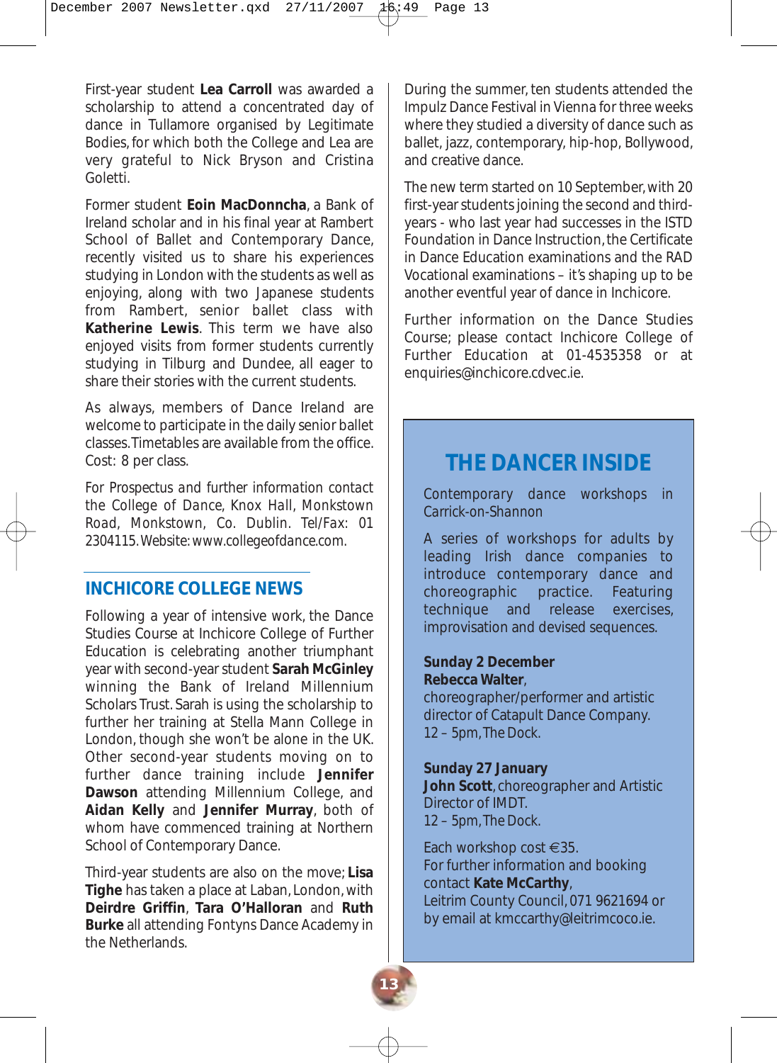First-year student **Lea Carroll** was awarded a scholarship to attend a concentrated day of dance in Tullamore organised by Legitimate Bodies, for which both the College and Lea are very grateful to Nick Bryson and Cristina Goletti.

Former student **Eoin MacDonncha**, a Bank of Ireland scholar and in his final year at Rambert School of Ballet and Contemporary Dance, recently visited us to share his experiences studying in London with the students as well as enjoying, along with two Japanese students from Rambert, senior ballet class with **Katherine Lewis**. This term we have also enjoyed visits from former students currently studying in Tilburg and Dundee, all eager to share their stories with the current students.

As always, members of Dance Ireland are welcome to participate in the daily senior ballet classes. Timetables are available from the office. Cost: 8 per class.

*For Prospectus and further information contact the College of Dance, Knox Hall, Monkstown Road, Monkstown, Co. Dublin. Tel/Fax: 01 2304115. Website: www.collegeofdance.com.*

## INCHICORE COLLEGE NEWS

Following a year of intensive work, the Dance Studies Course at Inchicore College of Further Education is celebrating another triumphant year with second-year student **Sarah McGinley** winning the Bank of Ireland Millennium Scholars Trust. Sarah is using the scholarship to further her training at Stella Mann College in London, though she won't be alone in the UK. Other second-year students moving on to further dance training include **Jennifer Dawson** attending Millennium College, and **Aidan Kelly** and **Jennifer Murray**, both of whom have commenced training at Northern School of Contemporary Dance.

Third-year students are also on the move; **Lisa Tighe** has taken a place at Laban, London, with **Deirdre Griffin**, **Tara O'Halloran** and **Ruth Burke** all attending Fontyns Dance Academy in the Netherlands.

During the summer, ten students attended the Impulz Dance Festival in Vienna for three weeks where they studied a diversity of dance such as ballet, jazz, contemporary, hip-hop, Bollywood, and creative dance.

The new term started on 10 September, with 20 first-year students joining the second and third-years - who last year had successes in the ISTD Foundation in Dance Instruction, the Certificate in Dance Education examinations and the RAD Vocational examinations – it's shaping up to be another eventful year of dance in Inchicore.

Further information on the Dance Studies Course; please contact Inchicore College of Further Education at 01-4535358 or at enquiries@inchicore.cdvec.ie.

## THE DANCER INSIDE

Contemporary dance workshops in Carrick-on-Shannon

A series of workshops for adults by leading Irish dance companies to introduce contemporary dance and choreographic practice. Featuring technique and release exercises, improvisation and devised sequences.

**Sunday 2 December**
**Rebecca Walter**, choreographer/performer and artistic director of Catapult Dance Company.
12 – 5pm, The Dock.

**Sunday 27 January**
**John Scott**, choreographer and Artistic Director of IMDT.
12 – 5pm, The Dock.

Each workshop cost €35.
For further information and booking contact **Kate McCarthy**,
Leitrim County Council, 071 9621694 or by email at kmccarthy@leitrimcoco.ie.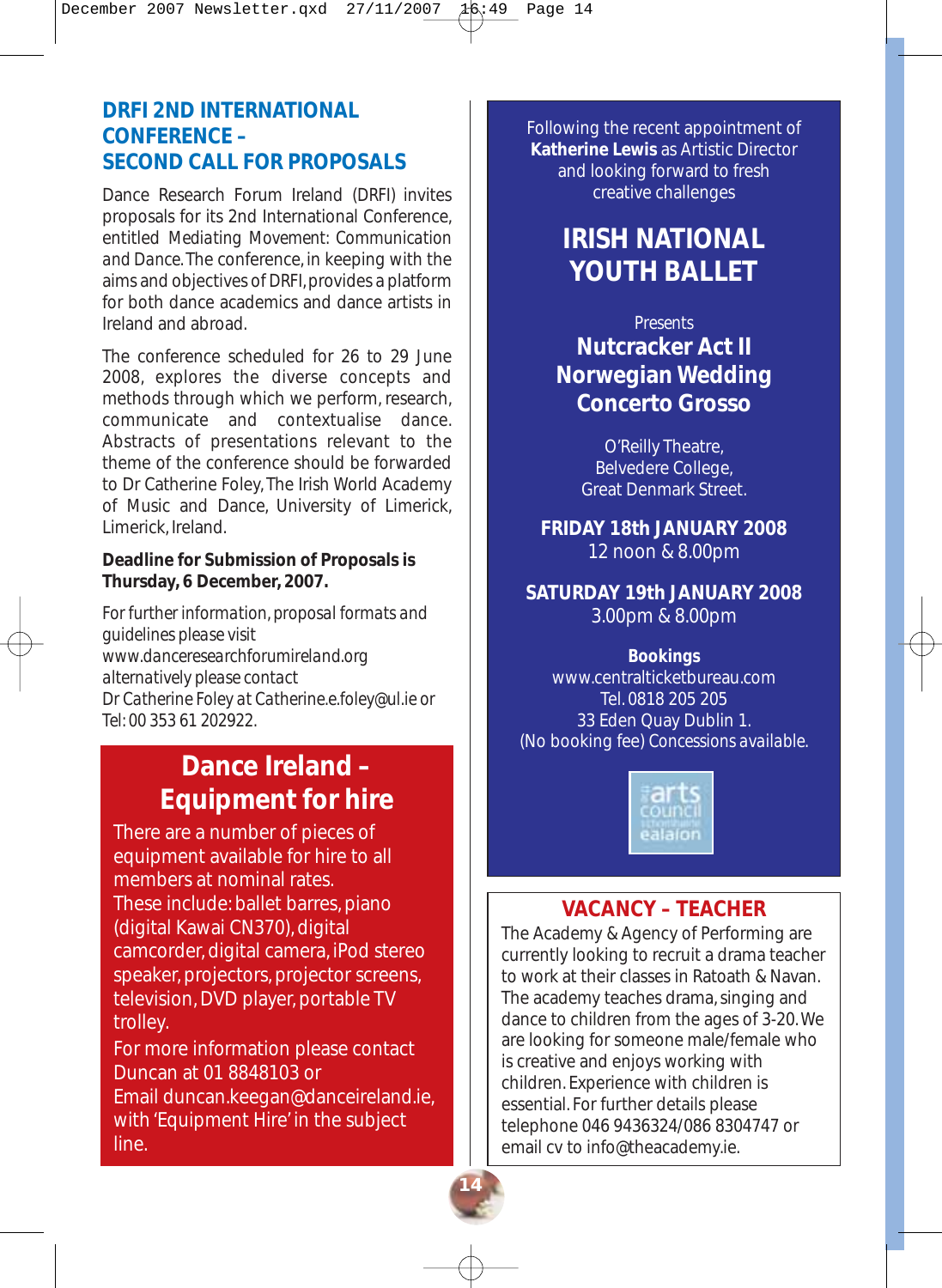## DRFI 2ND INTERNATIONAL CONFERENCE – SECOND CALL FOR PROPOSALS

Dance Research Forum Ireland (DRFI) invites proposals for its 2nd International Conference, entitled Mediating Movement: Communication and Dance. The conference, in keeping with the aims and objectives of DRFI, provides a platform for both dance academics and dance artists in Ireland and abroad.

The conference scheduled for 26 to 29 June 2008, explores the diverse concepts and methods through which we perform, research, communicate and contextualise dance. Abstracts of presentations relevant to the theme of the conference should be forwarded to Dr Catherine Foley, The Irish World Academy of Music and Dance, University of Limerick, Limerick, Ireland.

**Deadline for Submission of Proposals is Thursday, 6 December, 2007.**

For further information, proposal formats and guidelines please visit www.danceresearchforumireland.org alternatively please contact Dr Catherine Foley at Catherine.e.foley@ul.ie or Tel: 00 353 61 202922.

## Dance Ireland – Equipment for hire

There are a number of pieces of equipment available for hire to all members at nominal rates.
These include: ballet barres, piano (digital Kawai CN370), digital camcorder, digital camera, iPod stereo speaker, projectors, projector screens, television, DVD player, portable TV trolley.
For more information please contact Duncan at 01 8848103 or Email duncan.keegan@danceireland.ie, with 'Equipment Hire' in the subject line.

Following the recent appointment of **Katherine Lewis** as Artistic Director and looking forward to fresh creative challenges

## IRISH NATIONAL YOUTH BALLET

Presents
**Nutcracker Act II**
**Norwegian Wedding**
**Concerto Grosso**

O'Reilly Theatre,
Belvedere College,
Great Denmark Street.

**FRIDAY 18th JANUARY 2008**
12 noon & 8.00pm

**SATURDAY 19th JANUARY 2008**
3.00pm & 8.00pm

**Bookings**
www.centralticketbureau.com
Tel. 0818 205 205
33 Eden Quay Dublin 1.
(No booking fee) Concessions available.

arts council / an chomhairle ealaíon

## VACANCY – TEACHER

The Academy & Agency of Performing are currently looking to recruit a drama teacher to work at their classes in Ratoath & Navan. The academy teaches drama, singing and dance to children from the ages of 3-20. We are looking for someone male/female who is creative and enjoys working with children. Experience with children is essential. For further details please telephone 046 9436324/086 8304747 or email cv to info@theacademy.ie.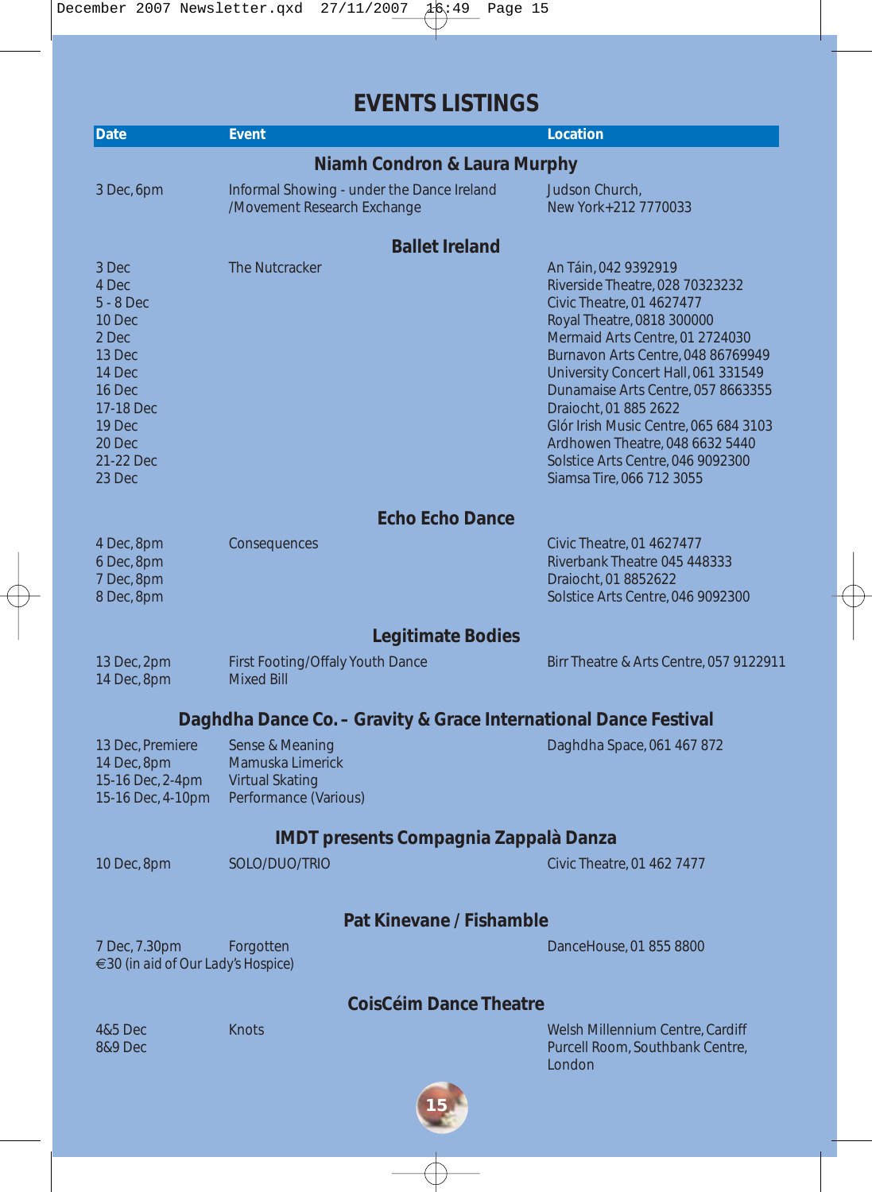# EVENTS LISTINGS

| Date | Event | Location |
|---|---|---|
| **Niamh Condron & Laura Murphy** | | |
| 3 Dec, 6pm | Informal Showing - under the Dance Ireland /Movement Research Exchange | Judson Church, New York+212 7770033 |
| **Ballet Ireland** | | |
| 3 Dec | The Nutcracker | An Táin, 042 9392919 |
| 4 Dec | | Riverside Theatre, 028 70323232 |
| 5 - 8 Dec | | Civic Theatre, 01 4627477 |
| 10 Dec | | Royal Theatre, 0818 300000 |
| 2 Dec | | Mermaid Arts Centre, 01 2724030 |
| 13 Dec | | Burnavon Arts Centre, 048 86769949 |
| 14 Dec | | University Concert Hall, 061 331549 |
| 16 Dec | | Dunamaise Arts Centre, 057 8663355 |
| 17-18 Dec | | Draiocht, 01 885 2622 |
| 19 Dec | | Glór Irish Music Centre, 065 684 3103 |
| 20 Dec | | Ardhowen Theatre, 048 6632 5440 |
| 21-22 Dec | | Solstice Arts Centre, 046 9092300 |
| 23 Dec | | Siamsa Tire, 066 712 3055 |
| **Echo Echo Dance** | | |
| 4 Dec, 8pm | Consequences | Civic Theatre, 01 4627477 |
| 6 Dec, 8pm | | Riverbank Theatre 045 448333 |
| 7 Dec, 8pm | | Draiocht, 01 8852622 |
| 8 Dec, 8pm | | Solstice Arts Centre, 046 9092300 |
| **Legitimate Bodies** | | |
| 13 Dec, 2pm | First Footing/Offaly Youth Dance | Birr Theatre & Arts Centre, 057 9122911 |
| 14 Dec, 8pm | Mixed Bill | |
| **Daghdha Dance Co. – Gravity & Grace International Dance Festival** | | |
| 13 Dec, Premiere | Sense & Meaning | Daghdha Space, 061 467 872 |
| 14 Dec, 8pm | Mamuska Limerick | |
| 15-16 Dec, 2-4pm | Virtual Skating | |
| 15-16 Dec, 4-10pm | Performance (Various) | |
| **IMDT presents Compagnia Zappalà Danza** | | |
| 10 Dec, 8pm | SOLO/DUO/TRIO | Civic Theatre, 01 462 7477 |
| **Pat Kinevane / Fishamble** | | |
| 7 Dec, 7.30pm €30 (in aid of Our Lady's Hospice) | Forgotten | DanceHouse, 01 855 8800 |
| **CoisCéim Dance Theatre** | | |
| 4&5 Dec | Knots | Welsh Millennium Centre, Cardiff |
| 8&9 Dec | | Purcell Room, Southbank Centre, London |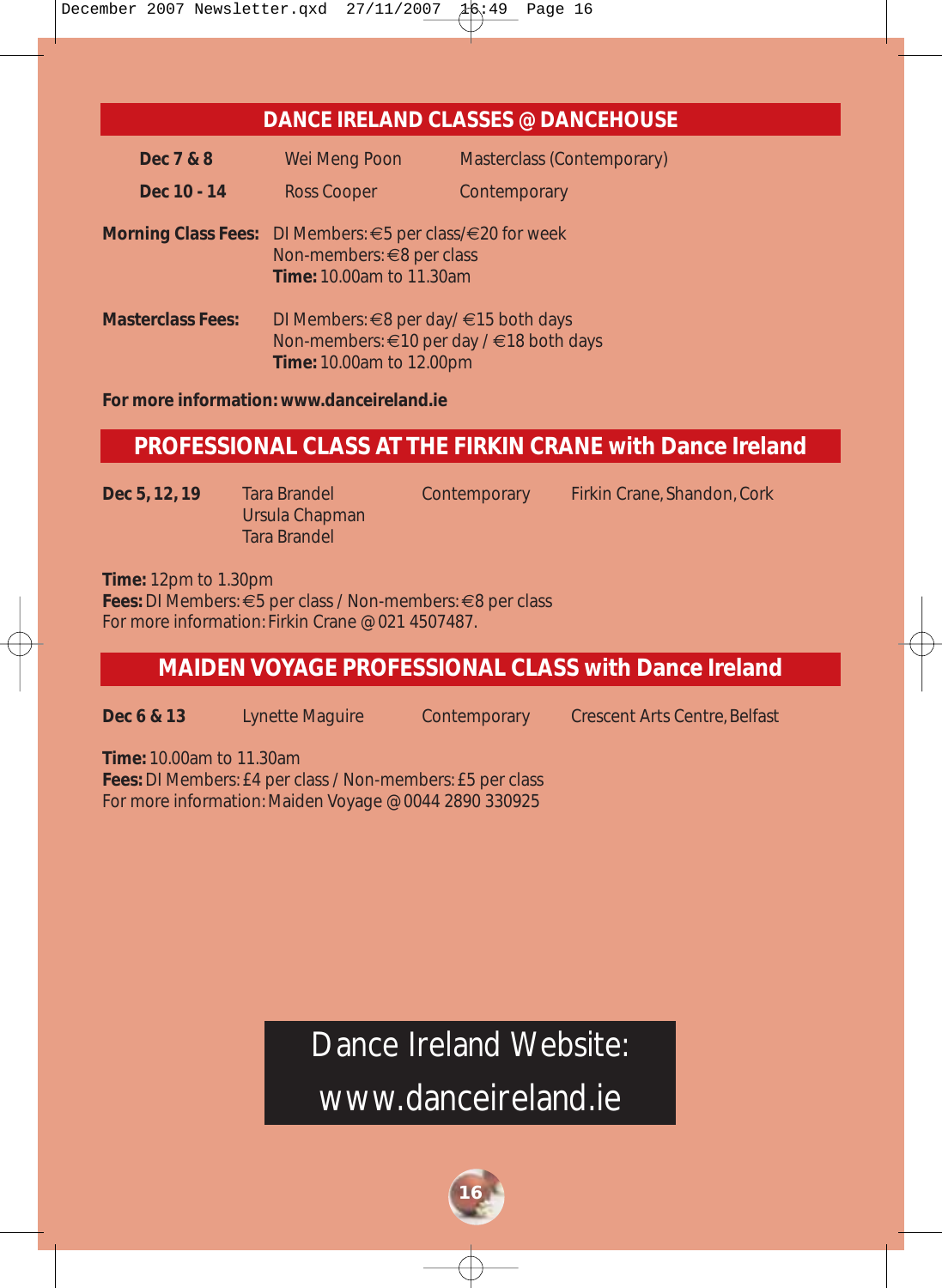## DANCE IRELAND CLASSES @ DANCEHOUSE

| | | |
|---|---|---|
| **Dec 7 & 8** | Wei Meng Poon | Masterclass (Contemporary) |
| **Dec 10 - 14** | Ross Cooper | Contemporary |

**Morning Class Fees:** DI Members: €5 per class/€20 for week
Non-members: €8 per class
**Time:** 10.00am to 11.30am

**Masterclass Fees:** DI Members: €8 per day/ €15 both days
Non-members: €10 per day / €18 both days
**Time:** 10.00am to 12.00pm

**For more information: www.danceireland.ie**

## PROFESSIONAL CLASS AT THE FIRKIN CRANE with Dance Ireland

| | | | |
|---|---|---|---|
| **Dec 5, 12, 19** | Tara Brandel<br>Ursula Chapman<br>Tara Brandel | Contemporary | Firkin Crane, Shandon, Cork |

**Time:** 12pm to 1.30pm
**Fees:** DI Members: €5 per class / Non-members: €8 per class
For more information: Firkin Crane @ 021 4507487.

## MAIDEN VOYAGE PROFESSIONAL CLASS with Dance Ireland

| | | | |
|---|---|---|---|
| **Dec 6 & 13** | Lynette Maguire | Contemporary | Crescent Arts Centre, Belfast |

**Time:** 10.00am to 11.30am
**Fees:** DI Members: £4 per class / Non-members: £5 per class
For more information: Maiden Voyage @ 0044 2890 330925

Dance Ireland Website:
www.danceireland.ie